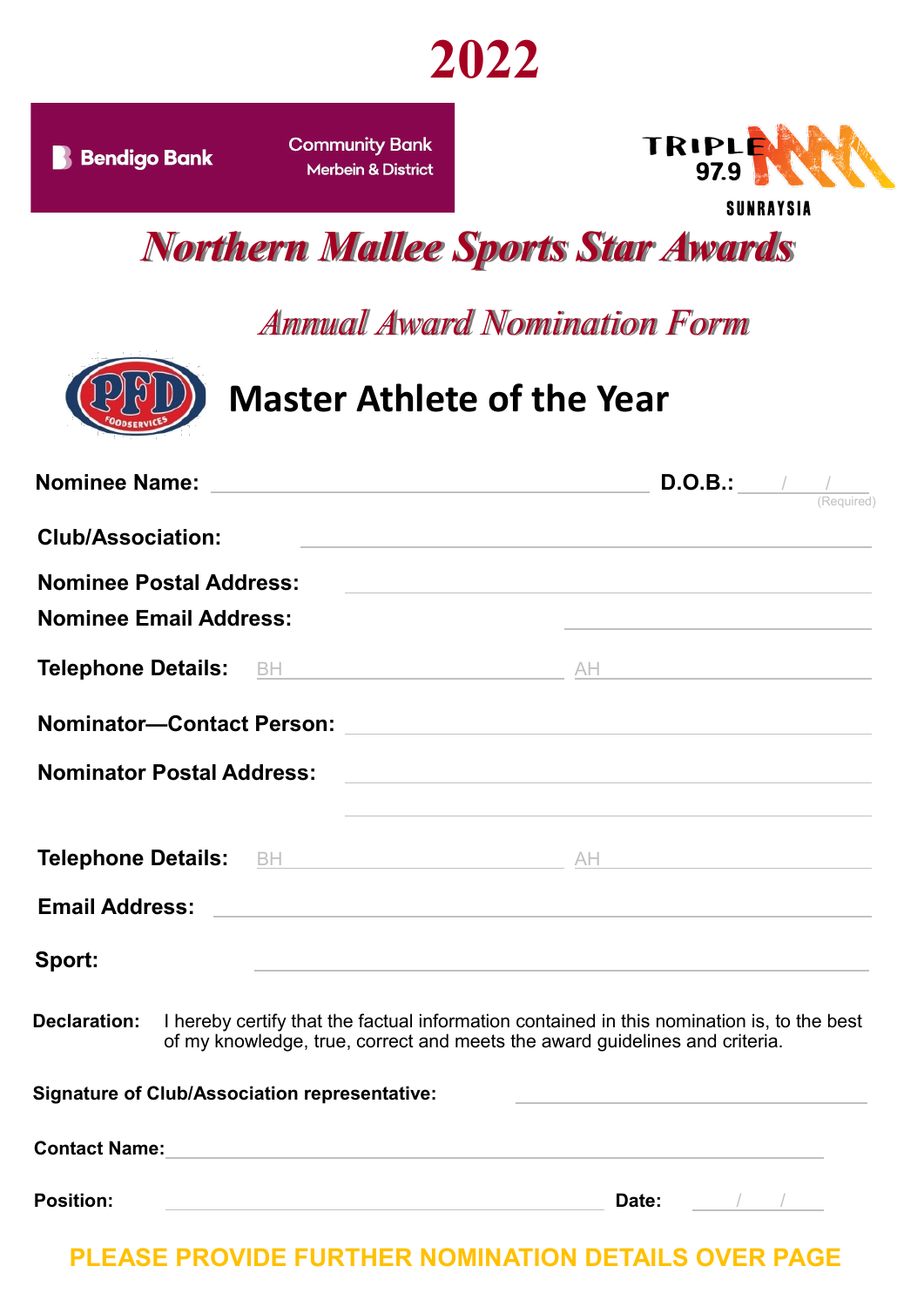# 2022

Bendigo Bank Community Bank Merbein & District

TRIPLE M 97.9 SUNRAYSIA

# *Northern Mallee Sports Star Awards*

## *Annual Award Nomination Form*

PFD FOODSERVICES

## Master Athlete of the Year

**Nominee Name:** ______________________ **D.O.B.:** ___/___/___ (Required)

**Club/Association:** ______________________

**Nominee Postal Address:** ______________________

**Nominee Email Address:** ______________________

**Telephone Details:** BH ______________ AH ______________

**Nominator—Contact Person:** ______________________

**Nominator Postal Address:** ______________________

______________________

**Telephone Details:** BH ______________ AH ______________

**Email Address:** ______________________

**Sport:** ______________________

**Declaration:** I hereby certify that the factual information contained in this nomination is, to the best of my knowledge, true, correct and meets the award guidelines and criteria.

**Signature of Club/Association representative:** ______________________

**Contact Name:** ______________________

**Position:** ______________________ **Date:** ___/___/___

**PLEASE PROVIDE FURTHER NOMINATION DETAILS OVER PAGE**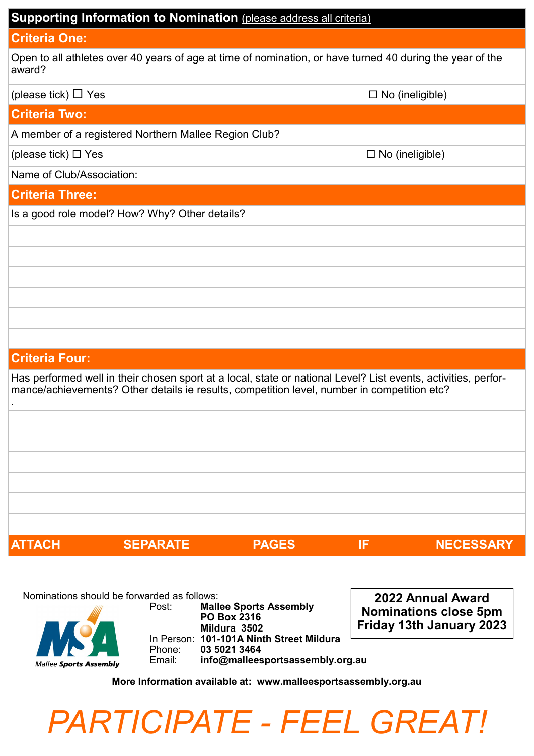## Supporting Information to Nomination (please address all criteria)

### Criteria One:

Open to all athletes over 40 years of age at time of nomination, or have turned 40 during the year of the award?

(please tick) ☐ Yes ☐ No (ineligible)

### Criteria Two:

A member of a registered Northern Mallee Region Club?

(please tick) ☐ Yes ☐ No (ineligible)

Name of Club/Association:

### Criteria Three:

Is a good role model? How? Why? Other details?

### Criteria Four:

Has performed well in their chosen sport at a local, state or national Level? List events, activities, performance/achievements? Other details ie results, competition level, number in competition etc?

.

**ATTACH SEPARATE PAGES IF NECESSARY**

Nominations should be forwarded as follows:

| | |
|---|---|
| Post: | **Mallee Sports Assembly**<br>**PO Box 2316**<br>**Mildura 3502** |
| In Person: | **101-101A Ninth Street Mildura** |
| Phone: | **03 5021 3464** |
| Email: | **info@malleesportsassembly.org.au** |

Mallee Sports Assembly

**2022 Annual Award**
**Nominations close 5pm**
**Friday 13th January 2023**

**More Information available at: www.malleesportsassembly.org.au**

# *PARTICIPATE - FEEL GREAT!*